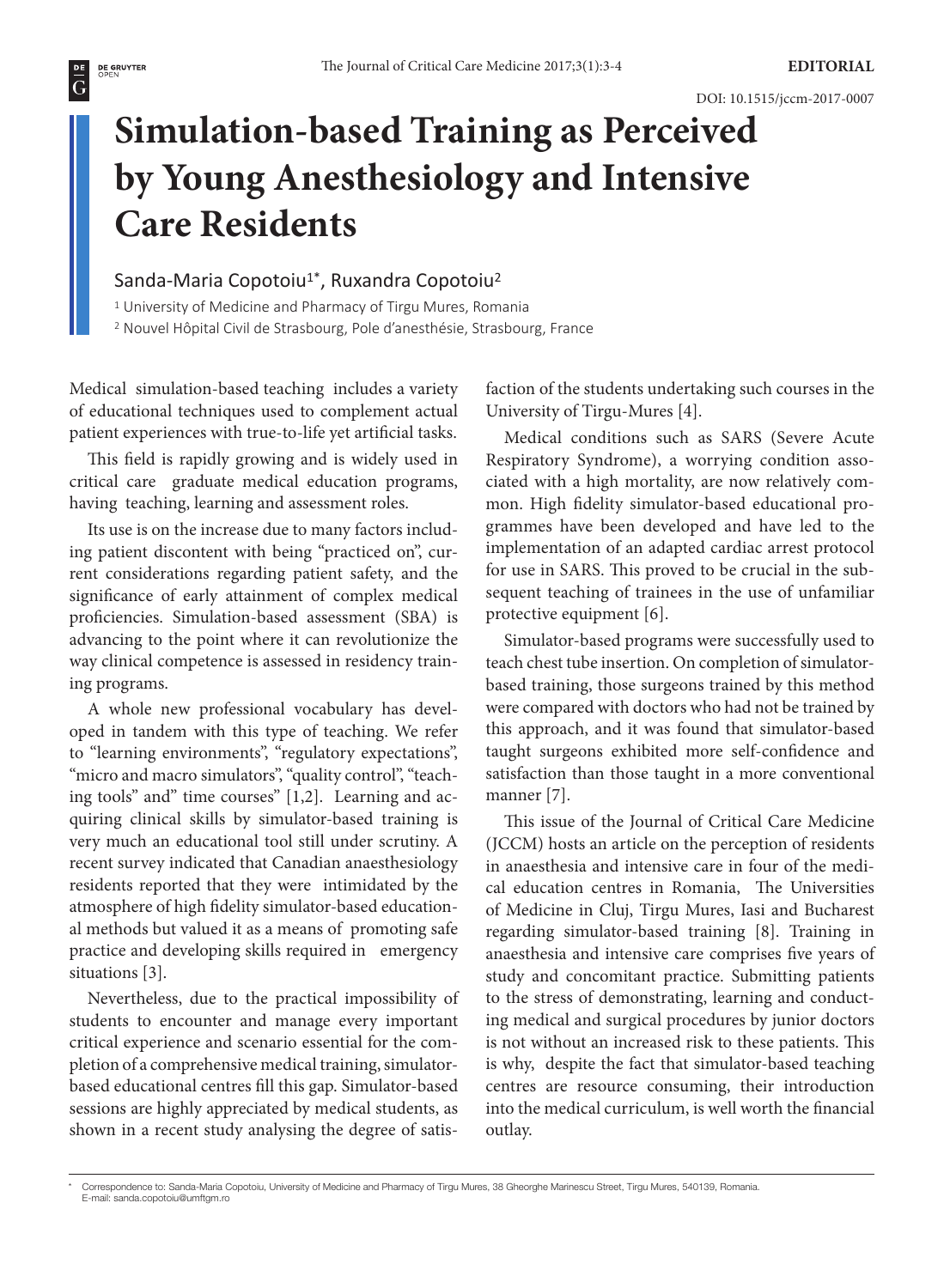EDITORIAL

DOI: 10.1515/jccm-2017-0007

# Simulation-based Training as Perceived by Young Anesthesiology and Intensive Care Residents

Sanda-Maria Copotoiu[1*], Ruxandra Copotoiu[2]

[1] University of Medicine and Pharmacy of Tirgu Mures, Romania

[2] Nouvel Hôpital Civil de Strasbourg, Pole d'anesthésie, Strasbourg, France

Medical simulation-based teaching includes a variety of educational techniques used to complement actual patient experiences with true-to-life yet artificial tasks.

This field is rapidly growing and is widely used in critical care graduate medical education programs, having teaching, learning and assessment roles.

Its use is on the increase due to many factors including patient discontent with being "practiced on", current considerations regarding patient safety, and the significance of early attainment of complex medical proficiencies. Simulation-based assessment (SBA) is advancing to the point where it can revolutionize the way clinical competence is assessed in residency training programs.

A whole new professional vocabulary has developed in tandem with this type of teaching. We refer to "learning environments", "regulatory expectations", "micro and macro simulators", "quality control", "teaching tools" and" time courses" [1,2]. Learning and acquiring clinical skills by simulator-based training is very much an educational tool still under scrutiny. A recent survey indicated that Canadian anaesthesiology residents reported that they were intimidated by the atmosphere of high fidelity simulator-based educational methods but valued it as a means of promoting safe practice and developing skills required in emergency situations [3].

Nevertheless, due to the practical impossibility of students to encounter and manage every important critical experience and scenario essential for the completion of a comprehensive medical training, simulator-based educational centres fill this gap. Simulator-based sessions are highly appreciated by medical students, as shown in a recent study analysing the degree of satisfaction of the students undertaking such courses in the University of Tirgu-Mures [4].

Medical conditions such as SARS (Severe Acute Respiratory Syndrome), a worrying condition associated with a high mortality, are now relatively common. High fidelity simulator-based educational programmes have been developed and have led to the implementation of an adapted cardiac arrest protocol for use in SARS. This proved to be crucial in the subsequent teaching of trainees in the use of unfamiliar protective equipment [6].

Simulator-based programs were successfully used to teach chest tube insertion. On completion of simulator-based training, those surgeons trained by this method were compared with doctors who had not be trained by this approach, and it was found that simulator-based taught surgeons exhibited more self-confidence and satisfaction than those taught in a more conventional manner [7].

This issue of the Journal of Critical Care Medicine (JCCM) hosts an article on the perception of residents in anaesthesia and intensive care in four of the medical education centres in Romania, The Universities of Medicine in Cluj, Tirgu Mures, Iasi and Bucharest regarding simulator-based training [8]. Training in anaesthesia and intensive care comprises five years of study and concomitant practice. Submitting patients to the stress of demonstrating, learning and conducting medical and surgical procedures by junior doctors is not without an increased risk to these patients. This is why, despite the fact that simulator-based teaching centres are resource consuming, their introduction into the medical curriculum, is well worth the financial outlay.

* Correspondence to: Sanda-Maria Copotoiu, University of Medicine and Pharmacy of Tirgu Mures, 38 Gheorghe Marinescu Street, Tirgu Mures, 540139, Romania. E-mail: sanda.copotoiu@umftgm.ro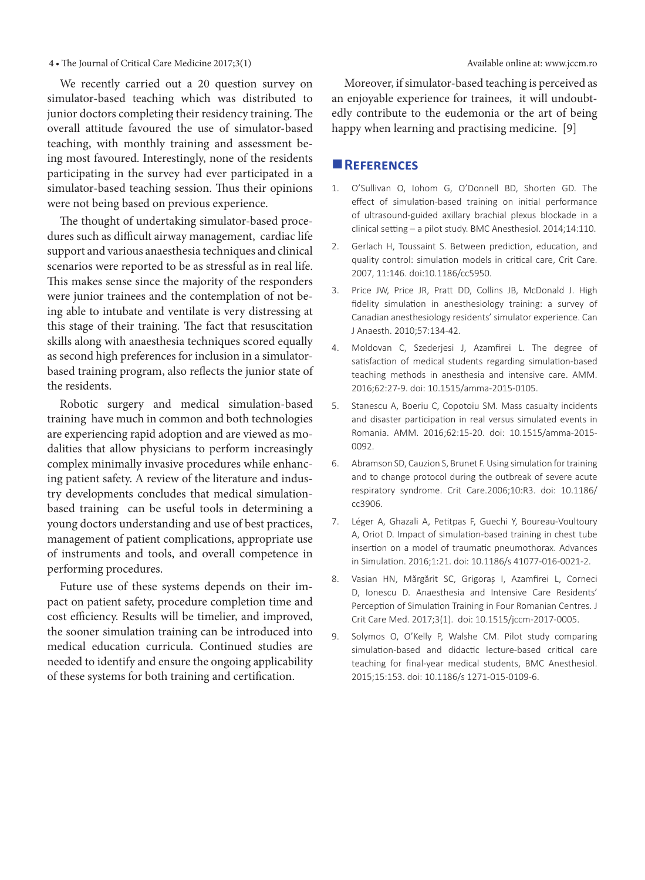We recently carried out a 20 question survey on simulator-based teaching which was distributed to junior doctors completing their residency training. The overall attitude favoured the use of simulator-based teaching, with monthly training and assessment being most favoured. Interestingly, none of the residents participating in the survey had ever participated in a simulator-based teaching session. Thus their opinions were not being based on previous experience.

The thought of undertaking simulator-based procedures such as difficult airway management, cardiac life support and various anaesthesia techniques and clinical scenarios were reported to be as stressful as in real life. This makes sense since the majority of the responders were junior trainees and the contemplation of not being able to intubate and ventilate is very distressing at this stage of their training. The fact that resuscitation skills along with anaesthesia techniques scored equally as second high preferences for inclusion in a simulator-based training program, also reflects the junior state of the residents.

Robotic surgery and medical simulation-based training have much in common and both technologies are experiencing rapid adoption and are viewed as modalities that allow physicians to perform increasingly complex minimally invasive procedures while enhancing patient safety. A review of the literature and industry developments concludes that medical simulation-based training can be useful tools in determining a young doctors understanding and use of best practices, management of patient complications, appropriate use of instruments and tools, and overall competence in performing procedures.

Future use of these systems depends on their impact on patient safety, procedure completion time and cost efficiency. Results will be timelier, and improved, the sooner simulation training can be introduced into medical education curricula. Continued studies are needed to identify and ensure the ongoing applicability of these systems for both training and certification.

Moreover, if simulator-based teaching is perceived as an enjoyable experience for trainees, it will undoubtedly contribute to the eudemonia or the art of being happy when learning and practising medicine. [9]

## References

1. O'Sullivan O, Iohom G, O'Donnell BD, Shorten GD. The effect of simulation-based training on initial performance of ultrasound-guided axillary brachial plexus blockade in a clinical setting – a pilot study. BMC Anesthesiol. 2014;14:110.
2. Gerlach H, Toussaint S. Between prediction, education, and quality control: simulation models in critical care, Crit Care. 2007, 11:146. doi:10.1186/cc5950.
3. Price JW, Price JR, Pratt DD, Collins JB, McDonald J. High fidelity simulation in anesthesiology training: a survey of Canadian anesthesiology residents' simulator experience. Can J Anaesth. 2010;57:134-42.
4. Moldovan C, Szederjesi J, Azamfirei L. The degree of satisfaction of medical students regarding simulation-based teaching methods in anesthesia and intensive care. AMM. 2016;62:27-9. doi: 10.1515/amma-2015-0105.
5. Stanescu A, Boeriu C, Copotoiu SM. Mass casualty incidents and disaster participation in real versus simulated events in Romania. AMM. 2016;62:15-20. doi: 10.1515/amma-2015-0092.
6. Abramson SD, Cauzion S, Brunet F. Using simulation for training and to change protocol during the outbreak of severe acute respiratory syndrome. Crit Care.2006;10:R3. doi: 10.1186/cc3906.
7. Léger A, Ghazali A, Petitpas F, Guechi Y, Boureau-Voultoury A, Oriot D. Impact of simulation-based training in chest tube insertion on a model of traumatic pneumothorax. Advances in Simulation. 2016;1:21. doi: 10.1186/s 41077-016-0021-2.
8. Vasian HN, Mărgărit SC, Grigoraș I, Azamfirei L, Corneci D, Ionescu D. Anaesthesia and Intensive Care Residents' Perception of Simulation Training in Four Romanian Centres. J Crit Care Med. 2017;3(1). doi: 10.1515/jccm-2017-0005.
9. Solymos O, O'Kelly P, Walshe CM. Pilot study comparing simulation-based and didactic lecture-based critical care teaching for final-year medical students, BMC Anesthesiol. 2015;15:153. doi: 10.1186/s 1271-015-0109-6.